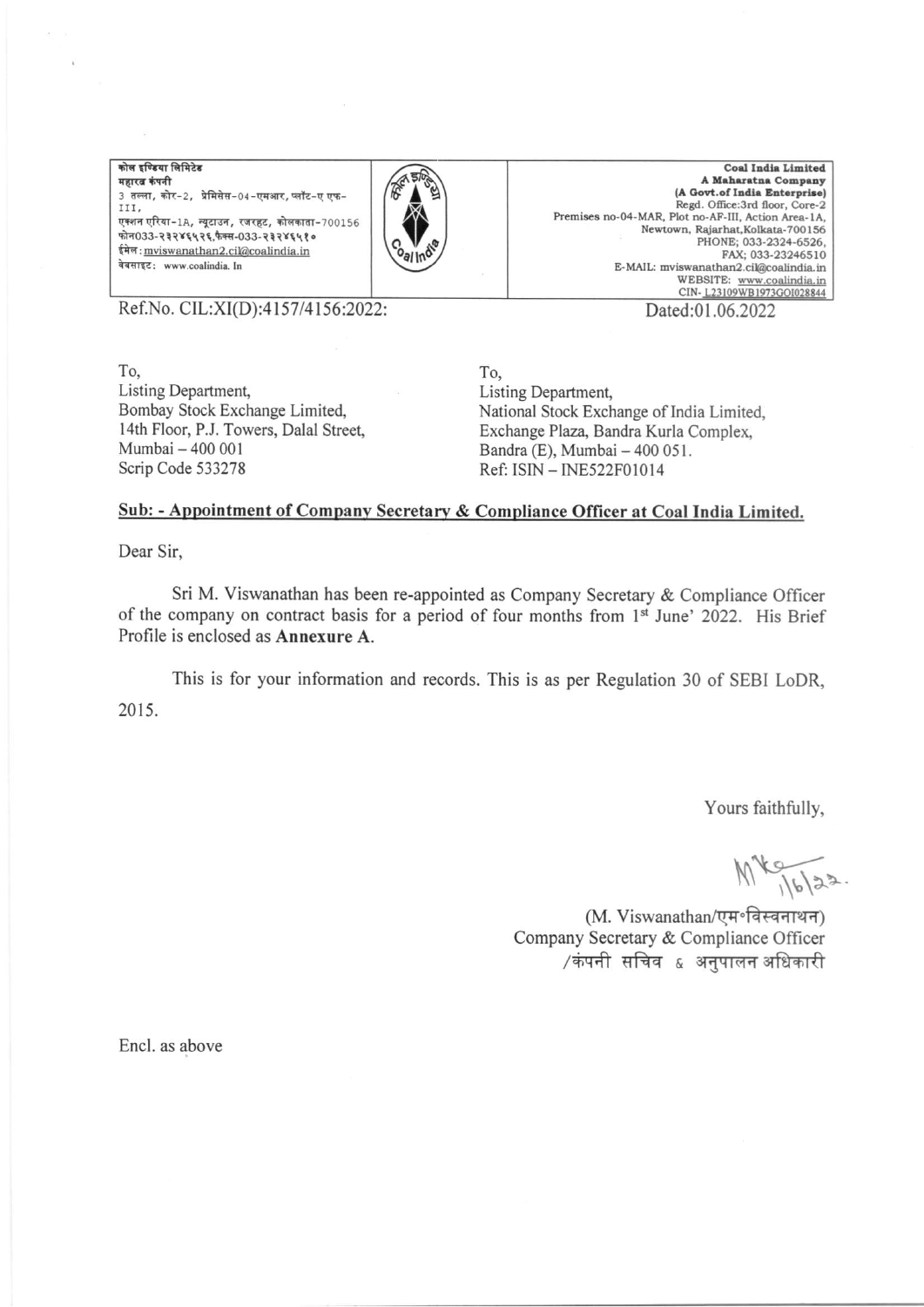| कोल इण्डिया लिमिटेड<br>महारत्न कंपनी<br>3 तल्ला, कोर-2, प्रेमिसेस-04-एमआर, प्लॉट-ए एफ-III,<br>एक्शन एरिया-1A, न्यूटाउन, रजरहट, कोलकाता-700156<br>फोन033-२३२४६५२६,फैक्स-033-२३२४६५१०<br>ईमेल : mviswanathan2.cil@coalindia.in<br>वेबसाइट: www.coalindia. In | | **Coal India Limited**<br>**A Maharatna Company**<br>**(A Govt.of India Enterprise)**<br>Regd. Office:3rd floor, Core-2<br>Premises no-04-MAR, Plot no-AF-III, Action Area-1A,<br>Newtown, Rajarhat,Kolkata-700156<br>PHONE; 033-2324-6526,<br>FAX; 033-23246510<br>E-MAIL: mviswanathan2.cil@coalindia.in<br>WEBSITE: www.coalindia.in<br>CIN- L23109WB1973GOI028844 |
|---|---|---|

Ref.No. CIL:XI(D):4157/4156:2022:

Dated:01.06.2022

To,
Listing Department,
Bombay Stock Exchange Limited,
14th Floor, P.J. Towers, Dalal Street,
Mumbai – 400 001
Scrip Code 533278

To,
Listing Department,
National Stock Exchange of India Limited,
Exchange Plaza, Bandra Kurla Complex,
Bandra (E), Mumbai – 400 051.
Ref: ISIN – INE522F01014

**Sub: - Appointment of Company Secretary & Compliance Officer at Coal India Limited.**

Dear Sir,

Sri M. Viswanathan has been re-appointed as Company Secretary & Compliance Officer of the company on contract basis for a period of four months from 1st June' 2022. His Brief Profile is enclosed as **Annexure A**.

This is for your information and records. This is as per Regulation 30 of SEBI LoDR, 2015.

Yours faithfully,

(M. Viswanathan/एम॰विस्वनाथन)
Company Secretary & Compliance Officer
/कंपनी सचिव & अनुपालन अधिकारी

Encl. as above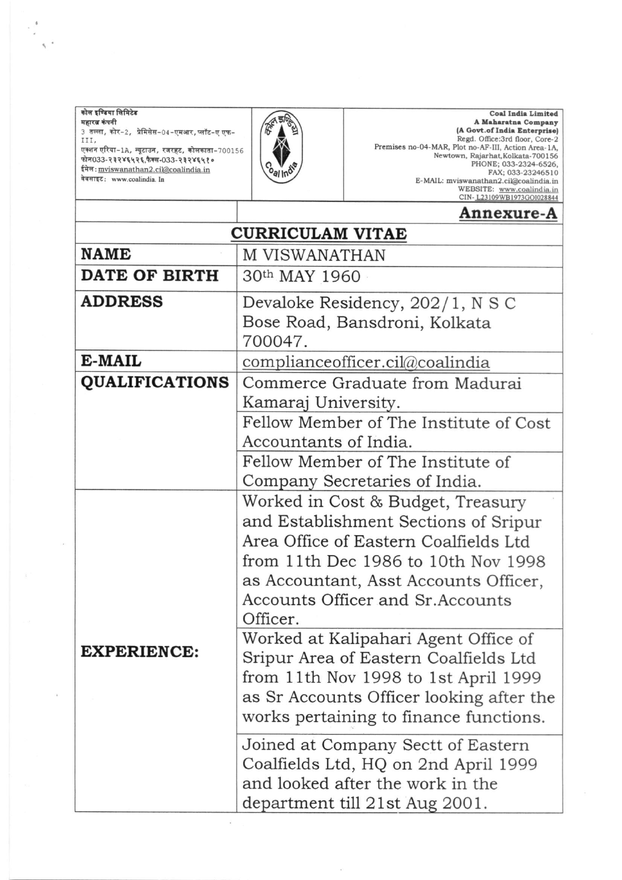| कोल इण्डिया लिमिटेड<br>महारत्न कंपनी<br>3 तल्ला, कोर-2, प्रेमिसेस-04-एमआर, प्लॉट-ए एफ-III,<br>एक्शन एरिया-1A, न्यूटाउन, रजरहट, कोलकाता-700156<br>फोन033-२३२४६५२६,फैक्स-033-२३२४६५१०<br>ईमेल: mviswanathan2.cil@coalindia.in<br>वेबसाइट: www.coalindia. In | | Coal India Limited<br>A Maharatna Company<br>(A Govt.of India Enterprise)<br>Regd. Office:3rd floor, Core-2<br>Premises no-04-MAR, Plot no-AF-III, Action Area-1A,<br>Newtown, Rajarhat,Kolkata-700156<br>PHONE; 033-2324-6526,<br>FAX; 033-23246510<br>E-MAIL: mviswanathan2.cil@coalindia.in<br>WEBSITE: www.coalindia.in<br>CIN- L23109WB1973GOI028844 |
|---|---|---|

**Annexure-A**

| | |
|---|---|
| | **CURRICULAM VITAE** |
| **NAME** | M VISWANATHAN |
| **DATE OF BIRTH** | 30th MAY 1960 |
| **ADDRESS** | Devaloke Residency, 202/1, N S C Bose Road, Bansdroni, Kolkata 700047. |
| **E-MAIL** | complianceofficer.cil@coalindia |
| **QUALIFICATIONS** | Commerce Graduate from Madurai Kamaraj University. |
| | Fellow Member of The Institute of Cost Accountants of India. |
| | Fellow Member of The Institute of Company Secretaries of India. |
| **EXPERIENCE:** | Worked in Cost & Budget, Treasury and Establishment Sections of Sripur Area Office of Eastern Coalfields Ltd from 11th Dec 1986 to 10th Nov 1998 as Accountant, Asst Accounts Officer, Accounts Officer and Sr.Accounts Officer. |
| | Worked at Kalipahari Agent Office of Sripur Area of Eastern Coalfields Ltd from 11th Nov 1998 to 1st April 1999 as Sr Accounts Officer looking after the works pertaining to finance functions. |
| | Joined at Company Sectt of Eastern Coalfields Ltd, HQ on 2nd April 1999 and looked after the work in the department till 21st Aug 2001. |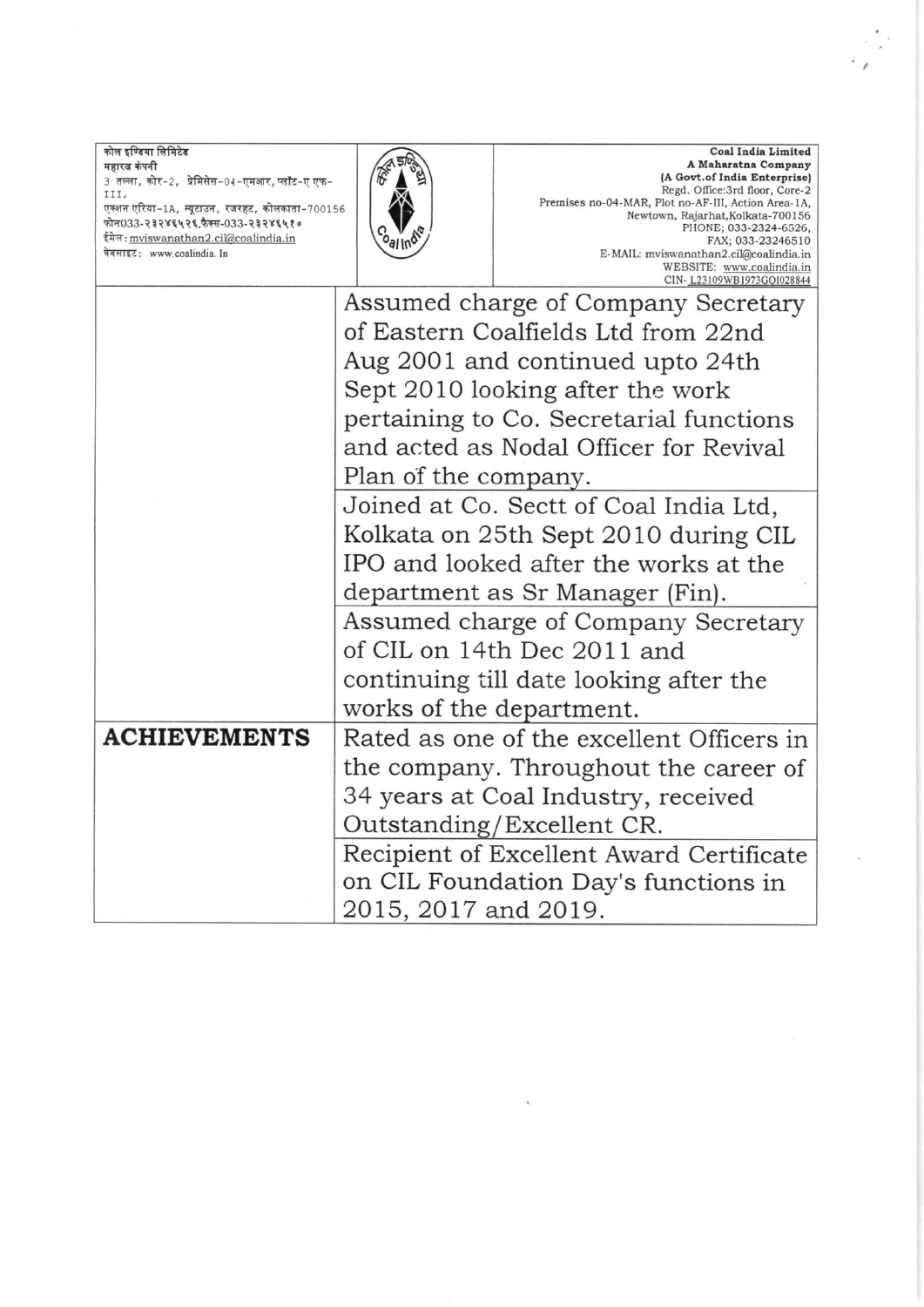| कोल इण्डिया लिमिटेड<br>महारत्न कंपनी<br>3 तल्ला, कोर-2, प्रेमिसेस-04-एमआर, प्लॉट-ए एफ-III,<br>एक्शन एरिया-1A, न्यूटाउन, रजरहट, कोलकाता-700156<br>फोन033-२३२४६५२६,फैक्स-033-२३२४६५१०<br>ईमेल: mviswanathan2.cil@coalindia.in<br>वेबसाइट: www.coalindia. In | | Coal India Limited<br>A Maharatna Company<br>(A Govt.of India Enterprise)<br>Regd. Office:3rd floor, Core-2<br>Premises no-04-MAR, Plot no-AF-III, Action Area-1A,<br>Newtown, Rajarhat,Kolkata-700156<br>PHONE; 033-2324-6526,<br>FAX; 033-23246510<br>E-MAIL: mviswanathan2.cil@coalindia.in<br>WEBSITE: www.coalindia.in<br>CIN- L23109WB1973GOI028844 |
|---|---|---|

| | |
|---|---|
| | Assumed charge of Company Secretary of Eastern Coalfields Ltd from 22nd Aug 2001 and continued upto 24th Sept 2010 looking after the work pertaining to Co. Secretarial functions and acted as Nodal Officer for Revival Plan of the company. |
| | Joined at Co. Sectt of Coal India Ltd, Kolkata on 25th Sept 2010 during CIL IPO and looked after the works at the department as Sr Manager (Fin). |
| | Assumed charge of Company Secretary of CIL on 14th Dec 2011 and continuing till date looking after the works of the department. |
| **ACHIEVEMENTS** | Rated as one of the excellent Officers in the company. Throughout the career of 34 years at Coal Industry, received Outstanding/Excellent CR. |
| | Recipient of Excellent Award Certificate on CIL Foundation Day's functions in 2015, 2017 and 2019. |